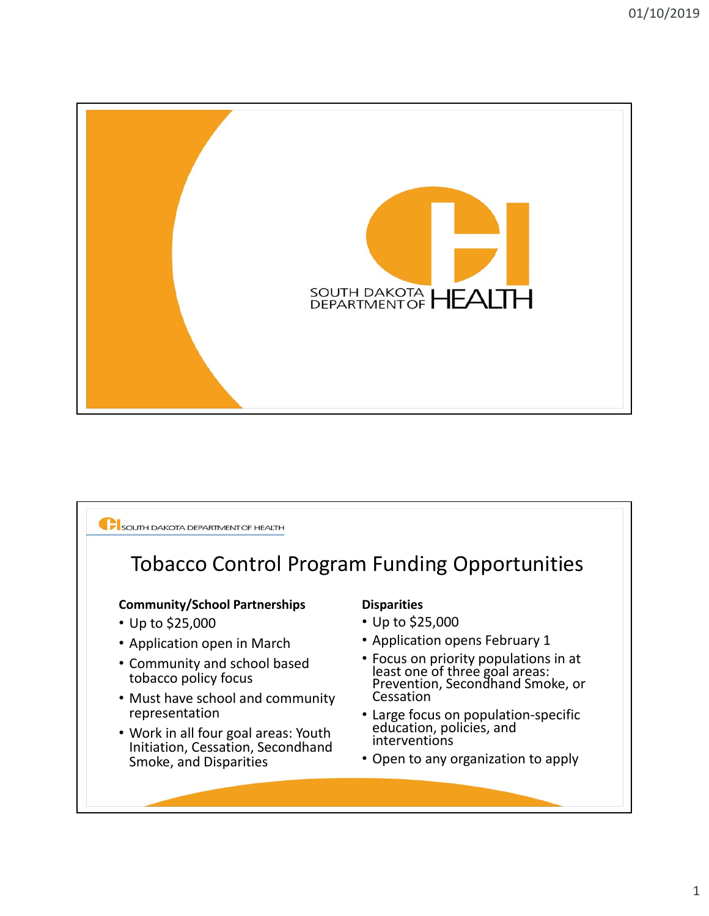SOUTH DAKOTA DEPARTMENT OF HEALTH

# Tobacco Control Program Funding Opportunities

**Community/School Partnerships**

- Up to $25,000
- Application open in March
- Community and school based tobacco policy focus
- Must have school and community representation
- Work in all four goal areas: Youth Initiation, Cessation, Secondhand Smoke, and Disparities

**Disparities**

- Up to $25,000
- Application opens February 1
- Focus on priority populations in at least one of three goal areas: Prevention, Secondhand Smoke, or Cessation
- Large focus on population-specific education, policies, and interventions
- Open to any organization to apply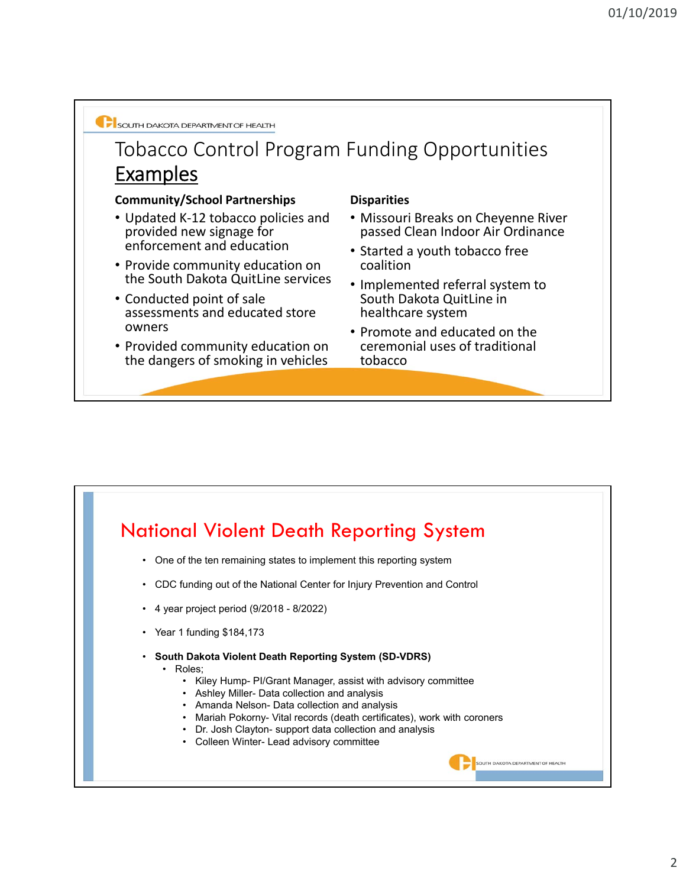SOUTH DAKOTA DEPARTMENT OF HEALTH

## Tobacco Control Program Funding Opportunities Examples

**Community/School Partnerships**

- Updated K-12 tobacco policies and provided new signage for enforcement and education
- Provide community education on the South Dakota QuitLine services
- Conducted point of sale assessments and educated store owners
- Provided community education on the dangers of smoking in vehicles

**Disparities**

- Missouri Breaks on Cheyenne River passed Clean Indoor Air Ordinance
- Started a youth tobacco free coalition
- Implemented referral system to South Dakota QuitLine in healthcare system
- Promote and educated on the ceremonial uses of traditional tobacco

## National Violent Death Reporting System

- One of the ten remaining states to implement this reporting system
- CDC funding out of the National Center for Injury Prevention and Control
- 4 year project period (9/2018 - 8/2022)
- Year 1 funding $184,173
- **South Dakota Violent Death Reporting System (SD-VDRS)**
  - Roles;
    - Kiley Hump- PI/Grant Manager, assist with advisory committee
    - Ashley Miller- Data collection and analysis
    - Amanda Nelson- Data collection and analysis
    - Mariah Pokorny- Vital records (death certificates), work with coroners
    - Dr. Josh Clayton- support data collection and analysis
    - Colleen Winter- Lead advisory committee

SOUTH DAKOTA DEPARTMENT OF HEALTH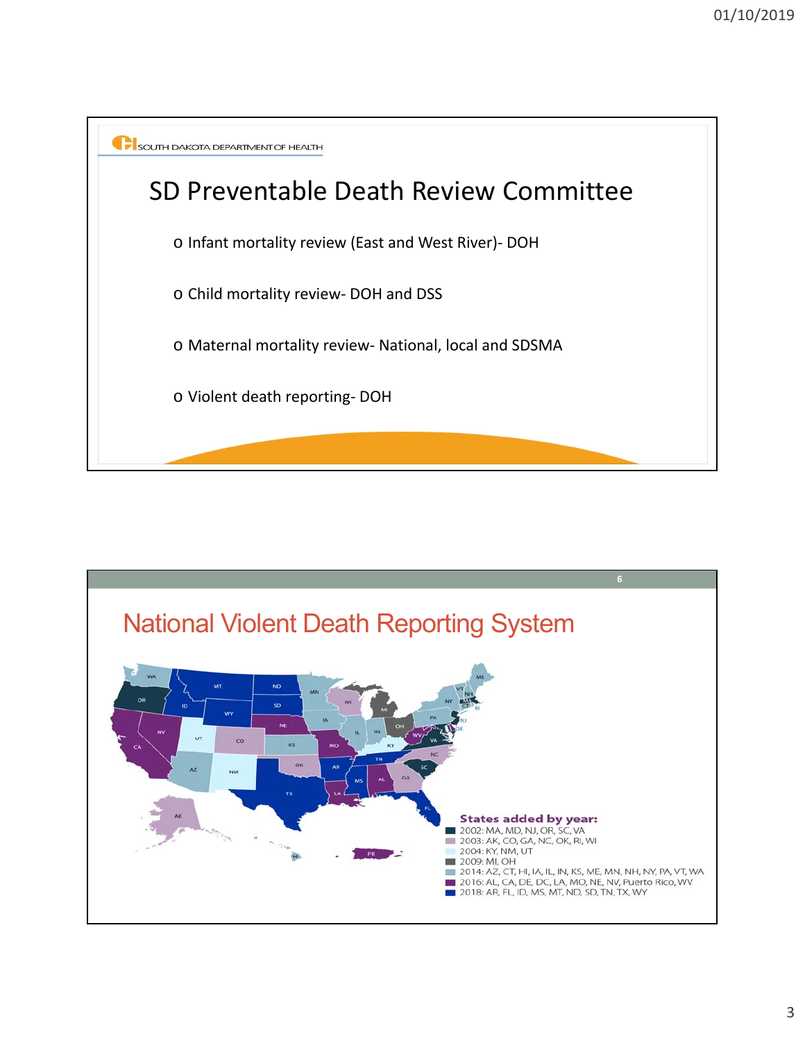SOUTH DAKOTA DEPARTMENT OF HEALTH

# SD Preventable Death Review Committee

- Infant mortality review (East and West River)- DOH
- Child mortality review- DOH and DSS
- Maternal mortality review- National, local and SDSMA
- Violent death reporting- DOH

# National Violent Death Reporting System

**States added by year:**

- 2002: MA, MD, NJ, OR, SC, VA
- 2003: AK, CO, GA, NC, OK, RI, WI
- 2004: KY, NM, UT
- 2009: MI, OH
- 2014: AZ, CT, HI, IA, IL, IN, KS, ME, MN, NH, NY, PA, VT, WA
- 2016: AL, CA, DE, DC, LA, MO, NE, NV, Puerto Rico, WV
- 2018: AR, FL, ID, MS, MT, ND, SD, TN, TX, WY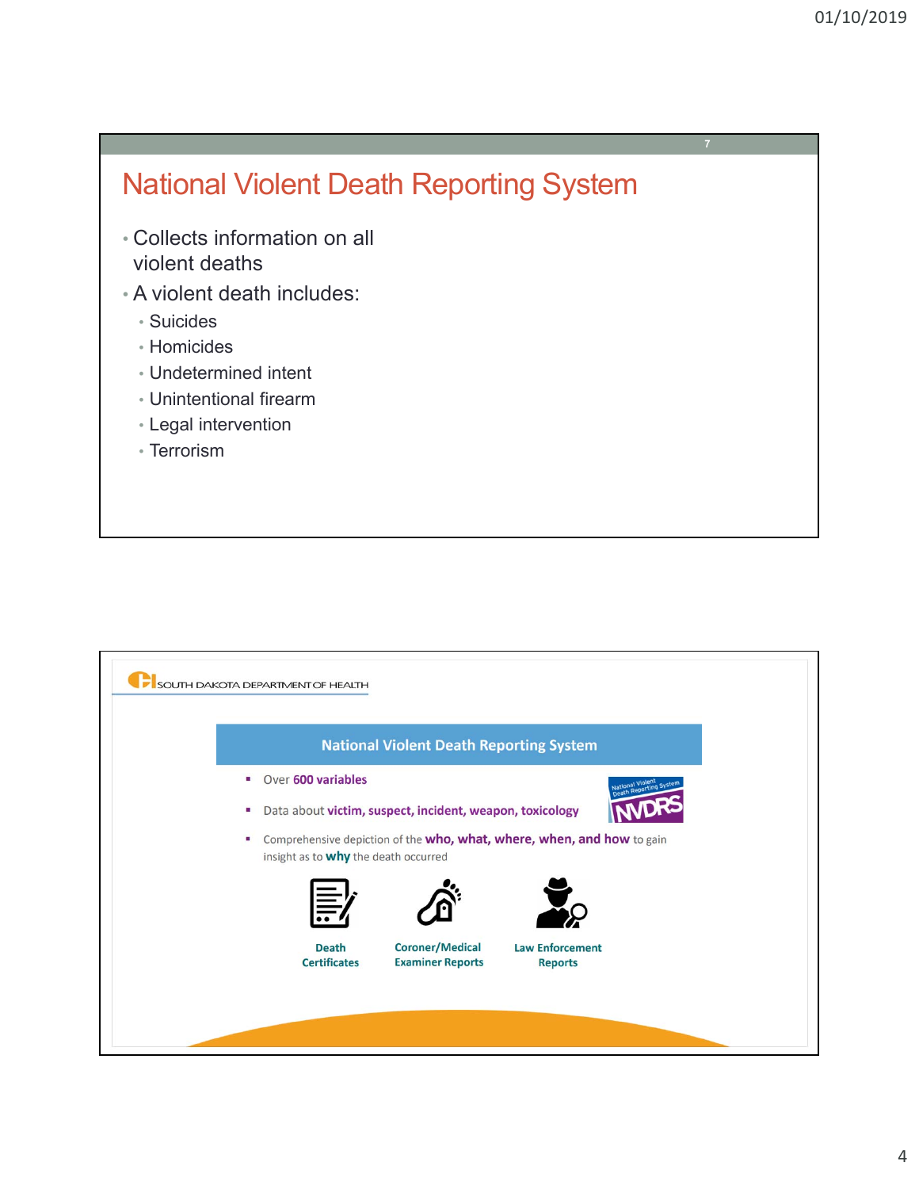## National Violent Death Reporting System

- Collects information on all violent deaths
- A violent death includes:
  - Suicides
  - Homicides
  - Undetermined intent
  - Unintentional firearm
  - Legal intervention
  - Terrorism

SOUTH DAKOTA DEPARTMENT OF HEALTH

## National Violent Death Reporting System

- Over **600 variables**
- Data about **victim, suspect, incident, weapon, toxicology**
- Comprehensive depiction of the **who, what, where, when, and how** to gain insight as to **why** the death occurred

National Violent Death Reporting System NVDRS

Death Certificates

Coroner/Medical Examiner Reports

Law Enforcement Reports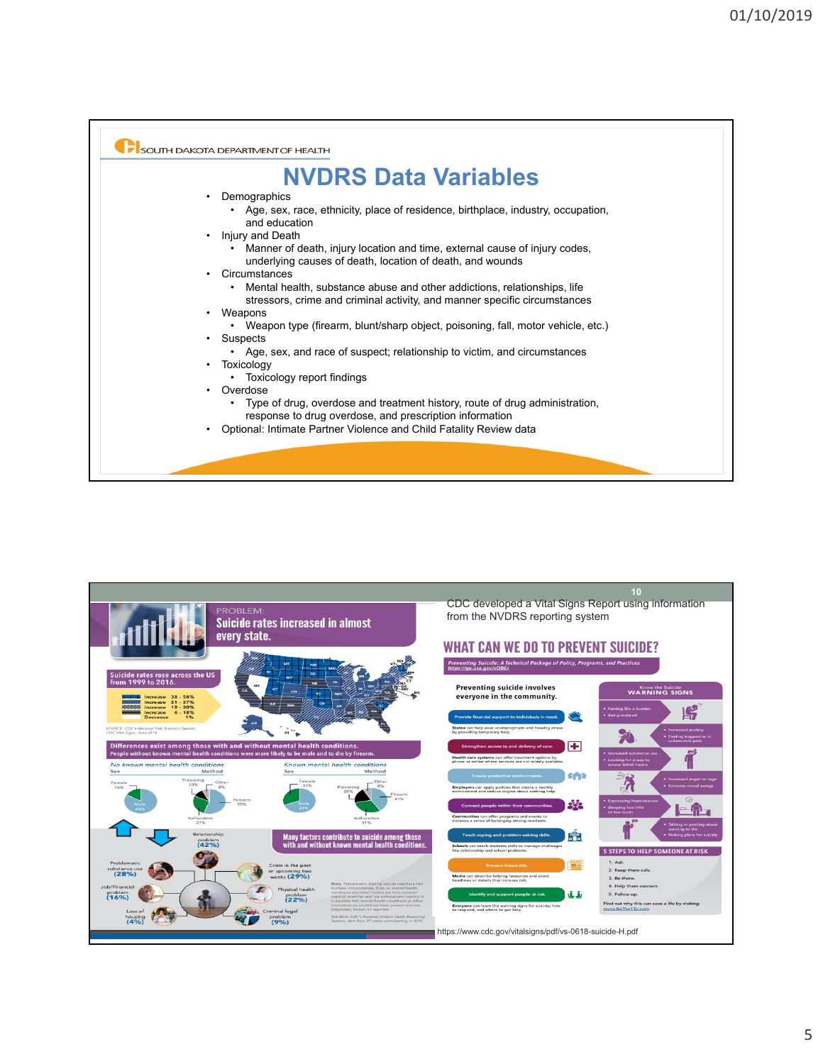SOUTH DAKOTA DEPARTMENT OF HEALTH

# NVDRS Data Variables

- Demographics
  - Age, sex, race, ethnicity, place of residence, birthplace, industry, occupation, and education
- Injury and Death
  - Manner of death, injury location and time, external cause of injury codes, underlying causes of death, location of death, and wounds
- Circumstances
  - Mental health, substance abuse and other addictions, relationships, life stressors, crime and criminal activity, and manner specific circumstances
- Weapons
  - Weapon type (firearm, blunt/sharp object, poisoning, fall, motor vehicle, etc.)
- Suspects
  - Age, sex, and race of suspect; relationship to victim, and circumstances
- Toxicology
  - Toxicology report findings
- Overdose
  - Type of drug, overdose and treatment history, route of drug administration, response to drug overdose, and prescription information
- Optional: Intimate Partner Violence and Child Fatality Review data

---

CDC developed a Vital Signs Report using information from the NVDRS reporting system

https://www.cdc.gov/vitalsigns/pdf/vs-0618-suicide-H.pdf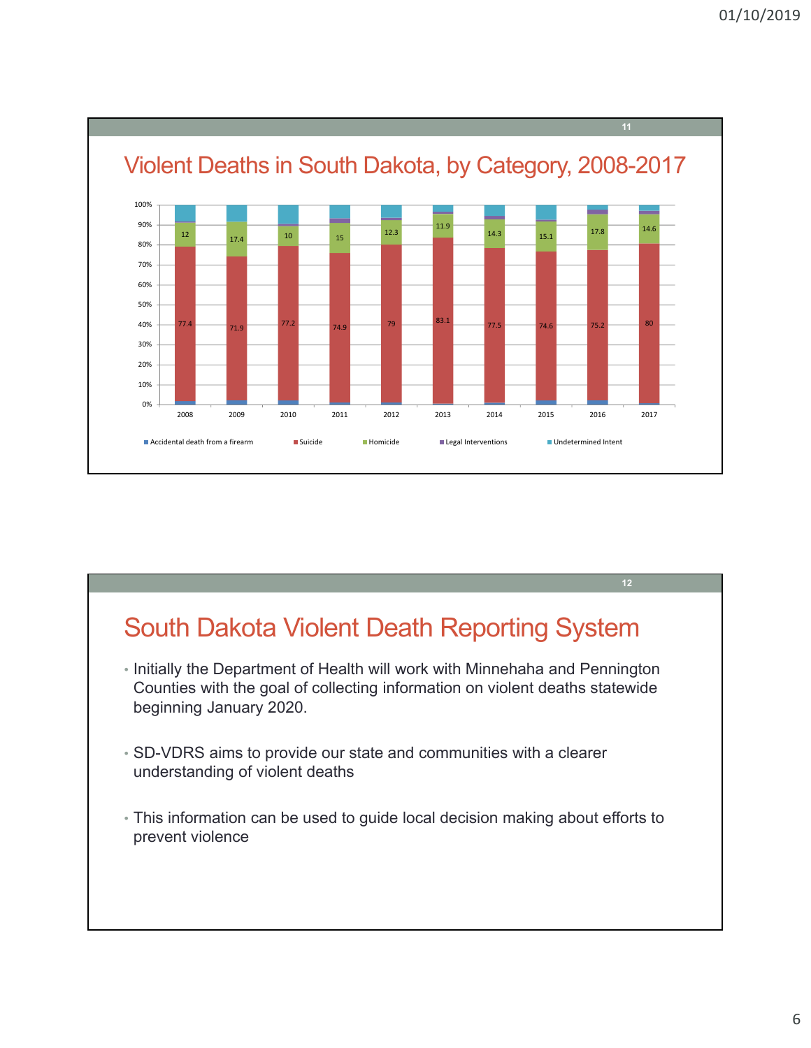## Violent Deaths in South Dakota, by Category, 2008-2017

| Year | Suicide (%) | Homicide (%) |
|---|---|---|
| 2008 | 77.4 | 12 |
| 2009 | 71.9 | 17.4 |
| 2010 | 77.2 | 10 |
| 2011 | 74.9 | 15 |
| 2012 | 79 | 12.3 |
| 2013 | 83.1 | 11.9 |
| 2014 | 77.5 | 14.3 |
| 2015 | 74.6 | 15.1 |
| 2016 | 75.2 | 17.8 |
| 2017 | 80 | 14.6 |

Legend: Accidental death from a firearm, Suicide, Homicide, Legal Interventions, Undetermined Intent

## South Dakota Violent Death Reporting System

- Initially the Department of Health will work with Minnehaha and Pennington Counties with the goal of collecting information on violent deaths statewide beginning January 2020.
- SD-VDRS aims to provide our state and communities with a clearer understanding of violent deaths
- This information can be used to guide local decision making about efforts to prevent violence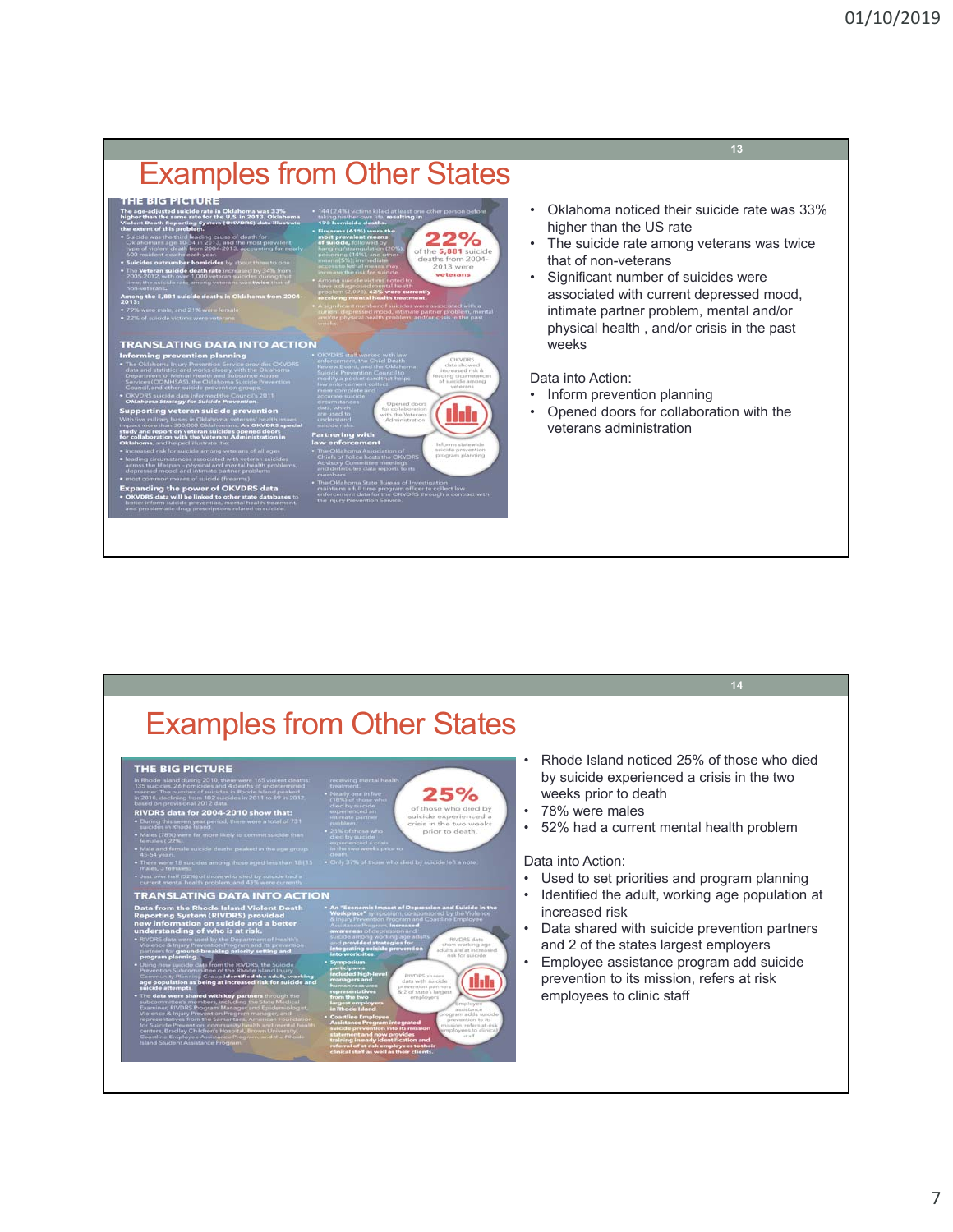# Examples from Other States

- Oklahoma noticed their suicide rate was 33% higher than the US rate
- The suicide rate among veterans was twice that of non-veterans
- Significant number of suicides were associated with current depressed mood, intimate partner problem, mental and/or physical health , and/or crisis in the past weeks

Data into Action:

- Inform prevention planning
- Opened doors for collaboration with the veterans administration

# Examples from Other States

- Rhode Island noticed 25% of those who died by suicide experienced a crisis in the two weeks prior to death
- 78% were males
- 52% had a current mental health problem

Data into Action:

- Used to set priorities and program planning
- Identified the adult, working age population at increased risk
- Data shared with suicide prevention partners and 2 of the states largest employers
- Employee assistance program add suicide prevention to its mission, refers at risk employees to clinic staff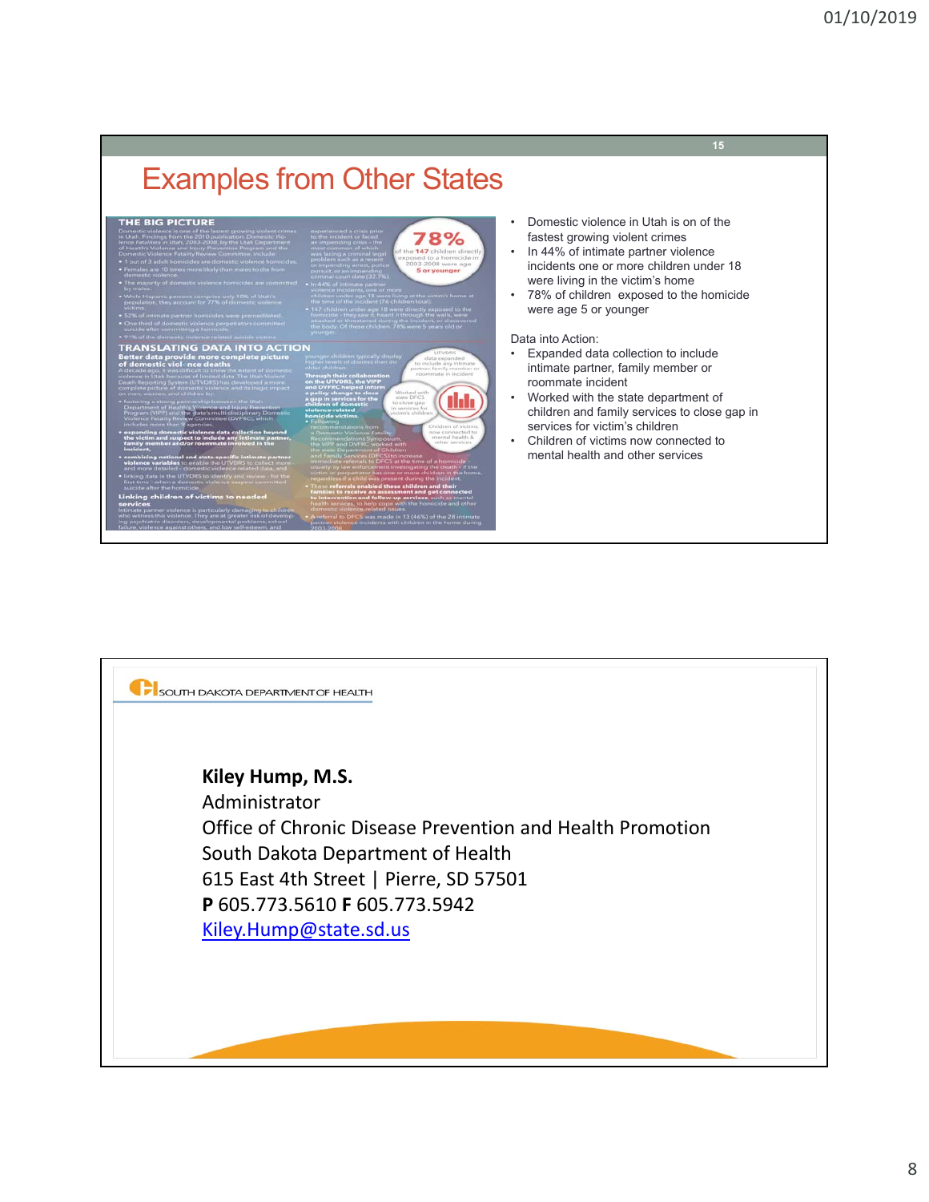## Examples from Other States

- Domestic violence in Utah is on of the fastest growing violent crimes
- In 44% of intimate partner violence incidents one or more children under 18 were living in the victim's home
- 78% of children exposed to the homicide were age 5 or younger

Data into Action:

- Expanded data collection to include intimate partner, family member or roommate incident
- Worked with the state department of children and family services to close gap in services for victim's children
- Children of victims now connected to mental health and other services

---

SOUTH DAKOTA DEPARTMENT OF HEALTH

**Kiley Hump, M.S.**
Administrator
Office of Chronic Disease Prevention and Health Promotion
South Dakota Department of Health
615 East 4th Street | Pierre, SD 57501
**P** 605.773.5610 **F** 605.773.5942
Kiley.Hump@state.sd.us